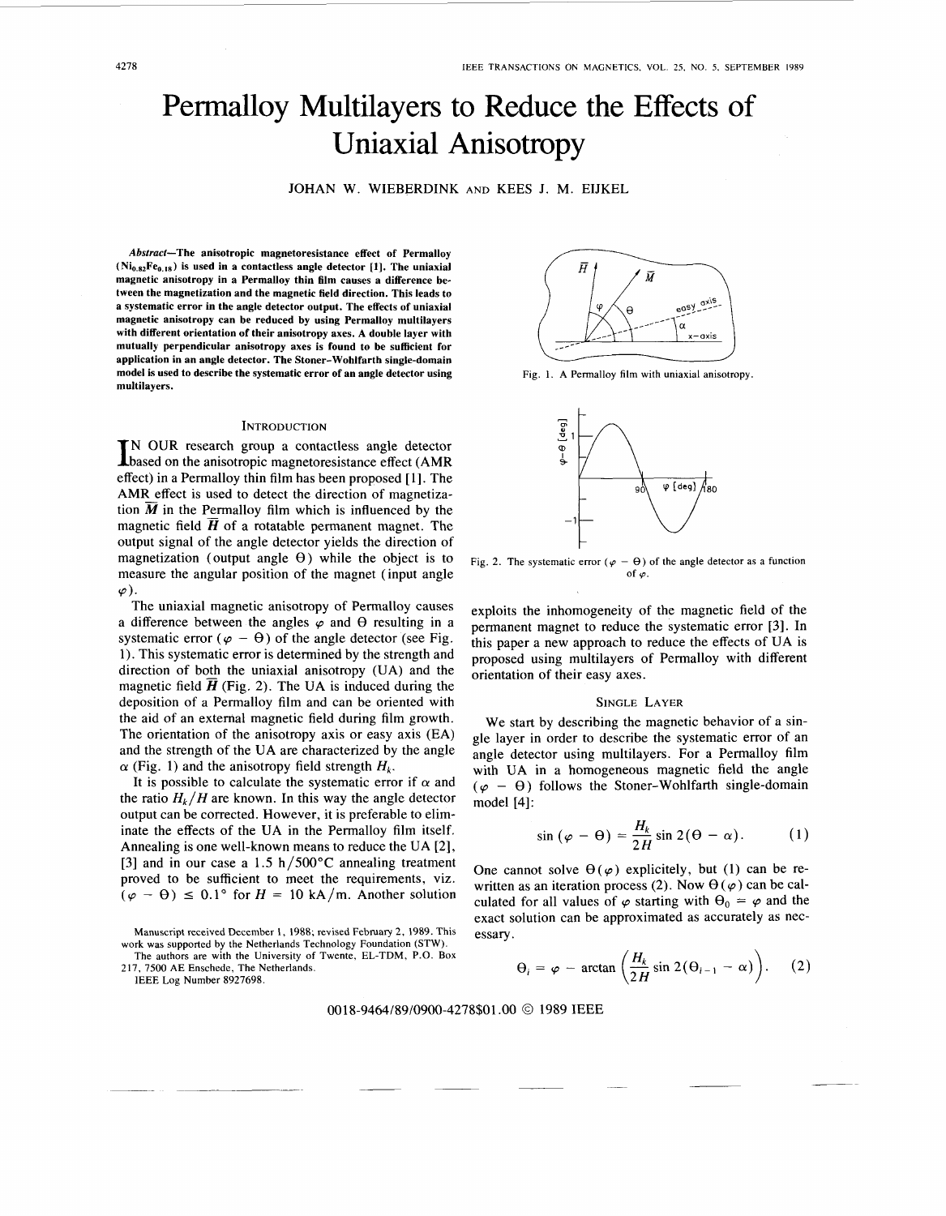# Permalloy Multilayers to Reduce the Effects of Uniaxial Anisotropy

JOHAN W. WIEBERDINK AND KEES J. M. EIJKEL

***Abstract*—The anisotropic magnetoresistance effect of Permalloy ($Ni_{0.82}Fe_{0.18}$) is used in a contactless angle detector [1]. The uniaxial magnetic anisotropy in a Permalloy thin film causes a difference between the magnetization and the magnetic field direction. This leads to a systematic error in the angle detector output. The effects of uniaxial magnetic anisotropy can be reduced by using Permalloy multilayers with different orientation of their anisotropy axes. A double layer with mutually perpendicular anisotropy axes is found to be sufficient for application in an angle detector. The Stoner–Wohlfarth single-domain model is used to describe the systematic error of an angle detector using multilayers.**

## Introduction

In our research group a contactless angle detector based on the anisotropic magnetoresistance effect (AMR effect) in a Permalloy thin film has been proposed [1]. The AMR effect is used to detect the direction of magnetization $\bar{M}$ in the Permalloy film which is influenced by the magnetic field $\bar{H}$ of a rotatable permanent magnet. The output signal of the angle detector yields the direction of magnetization (output angle $\Theta$) while the object is to measure the angular position of the magnet (input angle $\varphi$).

The uniaxial magnetic anisotropy of Permalloy causes a difference between the angles $\varphi$ and $\Theta$ resulting in a systematic error ($\varphi - \Theta$) of the angle detector (see Fig. 1). This systematic error is determined by the strength and direction of both the uniaxial anisotropy (UA) and the magnetic field $\bar{H}$ (Fig. 2). The UA is induced during the deposition of a Permalloy film and can be oriented with the aid of an external magnetic field during film growth. The orientation of the anisotropy axis or easy axis (EA) and the strength of the UA are characterized by the angle $\alpha$ (Fig. 1) and the anisotropy field strength $H_k$.

It is possible to calculate the systematic error if $\alpha$ and the ratio $H_k/H$ are known. In this way the angle detector output can be corrected. However, it is preferable to eliminate the effects of the UA in the Permalloy film itself. Annealing is one well-known means to reduce the UA [2], [3] and in our case a 1.5 h/500°C annealing treatment proved to be sufficient to meet the requirements, viz. ($\varphi - \Theta$) $\leq$ 0.1° for $H$ = 10 kA/m. Another solution exploits the inhomogeneity of the magnetic field of the permanent magnet to reduce the systematic error [3]. In this paper a new approach to reduce the effects of UA is proposed using multilayers of Permalloy with different orientation of their easy axes.

Manuscript received December 1, 1988; revised February 2, 1989. This work was supported by the Netherlands Technology Foundation (STW).

The authors are with the University of Twente, EL-TDM, P.O. Box 217, 7500 AE Enschede, The Netherlands.

IEEE Log Number 8927698.

Fig. 1. A Permalloy film with uniaxial anisotropy.

Fig. 2. The systematic error ($\varphi - \Theta$) of the angle detector as a function of $\varphi$.

## Single Layer

We start by describing the magnetic behavior of a single layer in order to describe the systematic error of an angle detector using multilayers. For a Permalloy film with UA in a homogeneous magnetic field the angle ($\varphi - \Theta$) follows the Stoner–Wohlfarth single-domain model [4]:

$$\sin(\varphi - \Theta) = \frac{H_k}{2H} \sin 2(\Theta - \alpha). \qquad (1)$$

One cannot solve $\Theta(\varphi)$ explicitly, but (1) can be rewritten as an iteration process (2). Now $\Theta(\varphi)$ can be calculated for all values of $\varphi$ starting with $\Theta_0 = \varphi$ and the exact solution can be approximated as accurately as necessary.

$$\Theta_i = \varphi - \arctan\left(\frac{H_k}{2H} \sin 2(\Theta_{i-1} - \alpha)\right). \qquad (2)$$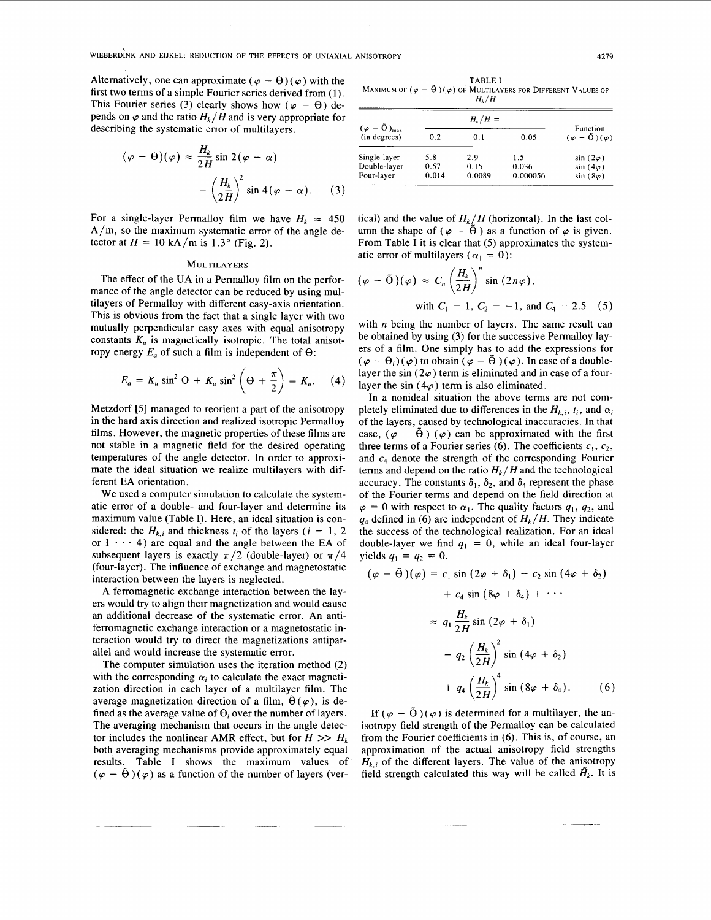Alternatively, one can approximate $(\varphi - \Theta)(\varphi)$ with the first two terms of a simple Fourier series derived from (1). This Fourier series (3) clearly shows how $(\varphi - \Theta)$ depends on $\varphi$ and the ratio $H_k/H$ and is very appropriate for describing the systematic error of multilayers.

$$(\varphi - \Theta)(\varphi) \approx \frac{H_k}{2H} \sin 2(\varphi - \alpha) - \left(\frac{H_k}{2H}\right)^2 \sin 4(\varphi - \alpha). \quad (3)$$

For a single-layer Permalloy film we have $H_k \approx 450$ A/m, so the maximum systematic error of the angle detector at $H = 10$ kA/m is 1.3° (Fig. 2).

## Multilayers

The effect of the UA in a Permalloy film on the performance of the angle detector can be reduced by using multilayers of Permalloy with different easy-axis orientation. This is obvious from the fact that a single layer with two mutually perpendicular easy axes with equal anisotropy constants $K_u$ is magnetically isotropic. The total anisotropy energy $E_a$ of such a film is independent of $\Theta$:

$$E_a = K_u \sin^2 \Theta + K_u \sin^2 \left(\Theta + \frac{\pi}{2}\right) = K_u. \quad (4)$$

Metzdorf [5] managed to reorient a part of the anisotropy in the hard axis direction and realized isotropic Permalloy films. However, the magnetic properties of these films are not stable in a magnetic field for the desired operating temperatures of the angle detector. In order to approximate the ideal situation we realize multilayers with different EA orientation.

We used a computer simulation to calculate the systematic error of a double- and four-layer and determine its maximum value (Table I). Here, an ideal situation is considered: the $H_{k,i}$ and thickness $t_i$ of the layers ($i = 1, 2$ or $1 \cdots 4$) are equal and the angle between the EA of subsequent layers is exactly $\pi/2$ (double-layer) or $\pi/4$ (four-layer). The influence of exchange and magnetostatic interaction between the layers is neglected.

A ferromagnetic exchange interaction between the layers would try to align their magnetization and would cause an additional decrease of the systematic error. An antiferromagnetic exchange interaction or a magnetostatic interaction would try to direct the magnetizations antiparallel and would increase the systematic error.

The computer simulation uses the iteration method (2) with the corresponding $\alpha_i$ to calculate the exact magnetization direction in each layer of a multilayer film. The average magnetization direction of a film, $\tilde{\Theta}(\varphi)$, is defined as the average value of $\Theta_i$ over the number of layers. The averaging mechanism that occurs in the angle detector includes the nonlinear AMR effect, but for $H \gg H_k$ both averaging mechanisms provide approximately equal results. Table I shows the maximum values of $(\varphi - \tilde{\Theta})(\varphi)$ as a function of the number of layers (vertical) and the value of $H_k/H$ (horizontal). In the last column the shape of $(\varphi - \tilde{\Theta})$ as a function of $\varphi$ is given. From Table I it is clear that (5) approximates the systematic error of multilayers ($\alpha_1 = 0$):

TABLE I
Maximum of $(\varphi - \tilde{\Theta})(\varphi)$ of Multilayers for Different Values of $H_k/H$

| $(\varphi - \tilde{\Theta})_{max}$ (in degrees) | $H_k/H =$ 0.2 | 0.1 | 0.05 | Function $(\varphi - \tilde{\Theta})(\varphi)$ |
|---|---|---|---|---|
| Single-layer | 5.8 | 2.9 | 1.5 | $\sin(2\varphi)$ |
| Double-layer | 0.57 | 0.15 | 0.036 | $\sin(4\varphi)$ |
| Four-layer | 0.014 | 0.0089 | 0.000056 | $\sin(8\varphi)$ |

$$(\varphi - \tilde{\Theta})(\varphi) \approx C_n \left(\frac{H_k}{2H}\right)^n \sin(2n\varphi),$$
$$\text{with } C_1 = 1,\ C_2 = -1, \text{ and } C_4 = 2.5 \quad (5)$$

with $n$ being the number of layers. The same result can be obtained by using (3) for the successive Permalloy layers of a film. One simply has to add the expressions for $(\varphi - \Theta_i)(\varphi)$ to obtain $(\varphi - \tilde{\Theta})(\varphi)$. In case of a double-layer the $\sin(2\varphi)$ term is eliminated and in case of a four-layer the $\sin(4\varphi)$ term is also eliminated.

In a nonideal situation the above terms are not completely eliminated due to differences in the $H_{k,i}$, $t_i$, and $\alpha_i$ of the layers, caused by technological inaccuracies. In that case, $(\varphi - \tilde{\Theta})(\varphi)$ can be approximated with the first three terms of a Fourier series (6). The coefficients $c_1$, $c_2$, and $c_4$ denote the strength of the corresponding Fourier terms and depend on the ratio $H_k/H$ and the technological accuracy. The constants $\delta_1$, $\delta_2$, and $\delta_4$ represent the phase of the Fourier terms and depend on the field direction at $\varphi = 0$ with respect to $\alpha_1$. The quality factors $q_1$, $q_2$, and $q_4$ defined in (6) are independent of $H_k/H$. They indicate the success of the technological realization. For an ideal double-layer we find $q_1 = 0$, while an ideal four-layer yields $q_1 = q_2 = 0$.

$$\begin{aligned}(\varphi - \tilde{\Theta})(\varphi) &= c_1 \sin(2\varphi + \delta_1) - c_2 \sin(4\varphi + \delta_2) + c_4 \sin(8\varphi + \delta_4) + \cdots \\ &\approx q_1 \frac{H_k}{2H} \sin(2\varphi + \delta_1) - q_2 \left(\frac{H_k}{2H}\right)^2 \sin(4\varphi + \delta_2) \\ &\quad + q_4 \left(\frac{H_k}{2H}\right)^4 \sin(8\varphi + \delta_4). \end{aligned} \quad (6)$$

If $(\varphi - \tilde{\Theta})(\varphi)$ is determined for a multilayer, the anisotropy field strength of the Permalloy can be calculated from the Fourier coefficients in (6). This is, of course, an approximation of the actual anisotropy field strengths $H_{k,i}$ of the different layers. The value of the anisotropy field strength calculated this way will be called $\tilde{H}_k$. It is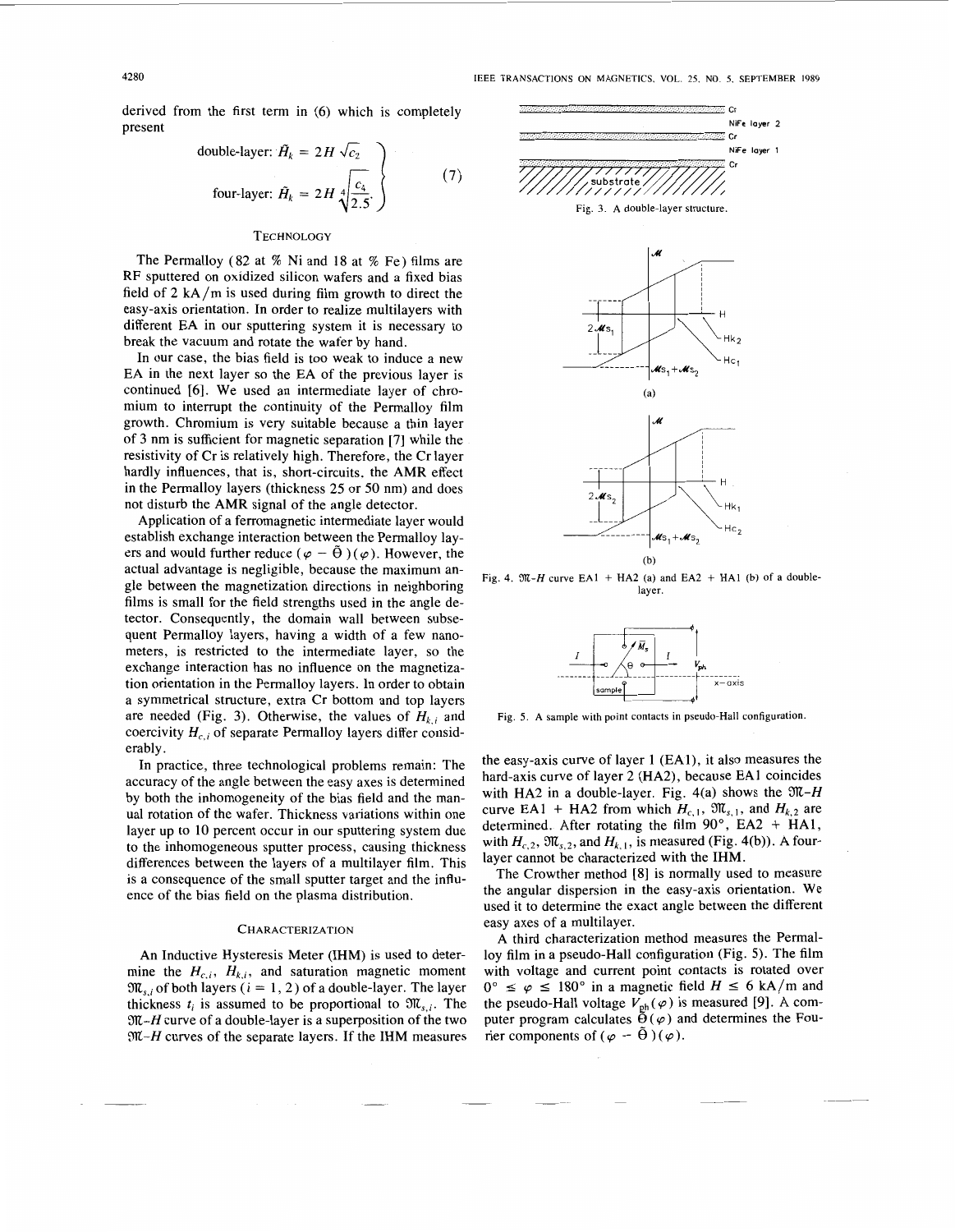derived from the first term in (6) which is completely present

$$\left.\begin{aligned}\text{double-layer: } \tilde{H}_k &= 2H\sqrt{c_2} \\ \text{four-layer: } \tilde{H}_k &= 2H\sqrt[4]{\frac{c_4}{2.5}}\end{aligned}\right\} \quad (7)$$

## Technology

The Permalloy (82 at % Ni and 18 at % Fe) films are RF sputtered on oxidized silicon wafers and a fixed bias field of 2 kA/m is used during film growth to direct the easy-axis orientation. In order to realize multilayers with different EA in our sputtering system it is necessary to break the vacuum and rotate the wafer by hand.

In our case, the bias field is too weak to induce a new EA in the next layer so the EA of the previous layer is continued [6]. We used an intermediate layer of chromium to interrupt the continuity of the Permalloy film growth. Chromium is very suitable because a thin layer of 3 nm is sufficient for magnetic separation [7] while the resistivity of Cr is relatively high. Therefore, the Cr layer hardly influences, that is, short-circuits, the AMR effect in the Permalloy layers (thickness 25 or 50 nm) and does not disturb the AMR signal of the angle detector.

Application of a ferromagnetic intermediate layer would establish exchange interaction between the Permalloy layers and would further reduce $(\varphi - \tilde{\Theta})(\varphi)$. However, the actual advantage is negligible, because the maximum angle between the magnetization directions in neighboring films is small for the field strengths used in the angle detector. Consequently, the domain wall between subsequent Permalloy layers, having a width of a few nanometers, is restricted to the intermediate layer, so the exchange interaction has no influence on the magnetization orientation in the Permalloy layers. In order to obtain a symmetrical structure, extra Cr bottom and top layers are needed (Fig. 3). Otherwise, the values of $H_{k,i}$ and coercivity $H_{c,i}$ of separate Permalloy layers differ considerably.

In practice, three technological problems remain: The accuracy of the angle between the easy axes is determined by both the inhomogeneity of the bias field and the manual rotation of the wafer. Thickness variations within one layer up to 10 percent occur in our sputtering system due to the inhomogeneous sputter process, causing thickness differences between the layers of a multilayer film. This is a consequence of the small sputter target and the influence of the bias field on the plasma distribution.

## Characterization

An Inductive Hysteresis Meter (IHM) is used to determine the $H_{c,i}$, $H_{k,i}$, and saturation magnetic moment $\mathfrak{M}_{s,i}$ of both layers ($i = 1, 2$) of a double-layer. The layer thickness $t_i$ is assumed to be proportional to $\mathfrak{M}_{s,i}$. The $\mathfrak{M}$–$H$ curve of a double-layer is a superposition of the two $\mathfrak{M}$–$H$ curves of the separate layers. If the IHM measures the easy-axis curve of layer 1 (EA1), it also measures the hard-axis curve of layer 2 (HA2), because EA1 coincides with HA2 in a double-layer. Fig. 4(a) shows the $\mathfrak{M}$–$H$ curve EA1 + HA2 from which $H_{c,1}$, $\mathfrak{M}_{s,1}$, and $H_{k,2}$ are determined. After rotating the film 90°, EA2 + HA1, with $H_{c,2}$, $\mathfrak{M}_{s,2}$, and $H_{k,1}$, is measured (Fig. 4(b)). A four-layer cannot be characterized with the IHM.

Fig. 3. A double-layer structure.

Fig. 4. $\mathfrak{M}$–$H$ curve EA1 + HA2 (a) and EA2 + HA1 (b) of a double-layer.

Fig. 5. A sample with point contacts in pseudo-Hall configuration.

The Crowther method [8] is normally used to measure the angular dispersion in the easy-axis orientation. We used it to determine the exact angle between the different easy axes of a multilayer.

A third characterization method measures the Permalloy film in a pseudo-Hall configuration (Fig. 5). The film with voltage and current point contacts is rotated over $0° \leq \varphi \leq 180°$ in a magnetic field $H \leq 6$ kA/m and the pseudo-Hall voltage $V_{ph}(\varphi)$ is measured [9]. A computer program calculates $\tilde{\Theta}(\varphi)$ and determines the Fourier components of $(\varphi - \tilde{\Theta})(\varphi)$.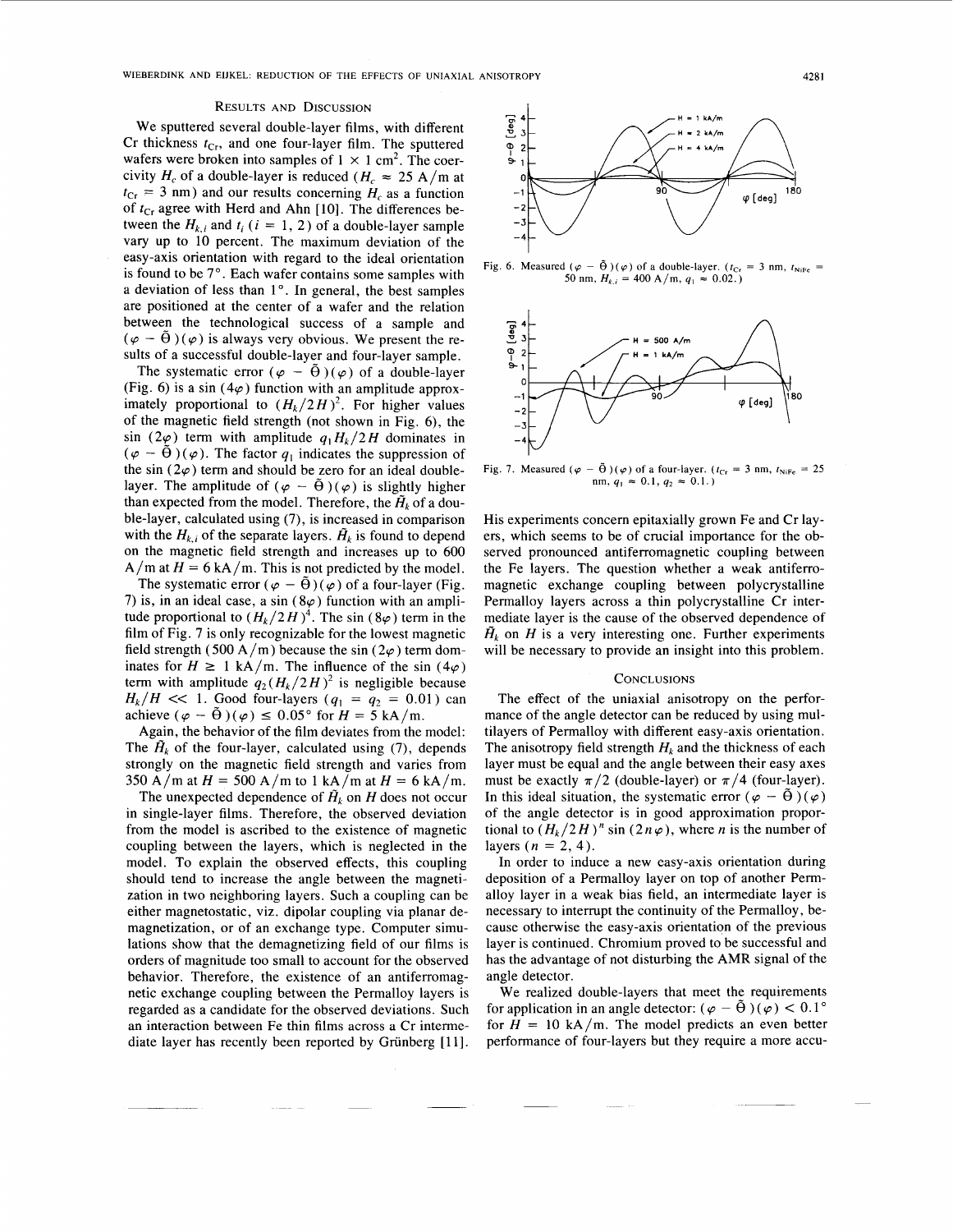## Results and Discussion

We sputtered several double-layer films, with different Cr thickness $t_{Cr}$, and one four-layer film. The sputtered wafers were broken into samples of $1 \times 1$ cm$^2$. The coercivity $H_c$ of a double-layer is reduced ($H_c \approx 25$ A/m at $t_{Cr} = 3$ nm) and our results concerning $H_c$ as a function of $t_{Cr}$ agree with Herd and Ahn [10]. The differences between the $H_{k,i}$ and $t_i$ ($i = 1, 2$) of a double-layer sample vary up to 10 percent. The maximum deviation of the easy-axis orientation with regard to the ideal orientation is found to be 7°. Each wafer contains some samples with a deviation of less than 1°. In general, the best samples are positioned at the center of a wafer and the relation between the technological success of a sample and $(\varphi - \tilde{\Theta})(\varphi)$ is always very obvious. We present the results of a successful double-layer and four-layer sample.

The systematic error $(\varphi - \tilde{\Theta})(\varphi)$ of a double-layer (Fig. 6) is a $\sin(4\varphi)$ function with an amplitude approximately proportional to $(H_k/2H)^2$. For higher values of the magnetic field strength (not shown in Fig. 6), the $\sin(2\varphi)$ term with amplitude $q_1 H_k/2H$ dominates in $(\varphi - \tilde{\Theta})(\varphi)$. The factor $q_1$ indicates the suppression of the $\sin(2\varphi)$ term and should be zero for an ideal double-layer. The amplitude of $(\varphi - \tilde{\Theta})(\varphi)$ is slightly higher than expected from the model. Therefore, the $\tilde{H}_k$ of a double-layer, calculated using (7), is increased in comparison with the $H_{k,i}$ of the separate layers. $\tilde{H}_k$ is found to depend on the magnetic field strength and increases up to 600 A/m at $H = 6$ kA/m. This is not predicted by the model.

The systematic error $(\varphi - \tilde{\Theta})(\varphi)$ of a four-layer (Fig. 7) is, in an ideal case, a $\sin(8\varphi)$ function with an amplitude proportional to $(H_k/2H)^4$. The $\sin(8\varphi)$ term in the film of Fig. 7 is only recognizable for the lowest magnetic field strength (500 A/m) because the $\sin(2\varphi)$ term dominates for $H \geq 1$ kA/m. The influence of the $\sin(4\varphi)$ term with amplitude $q_2(H_k/2H)^2$ is negligible because $H_k/H << 1$. Good four-layers ($q_1 = q_2 = 0.01$) can achieve $(\varphi - \tilde{\Theta})(\varphi) \leq 0.05°$ for $H = 5$ kA/m.

Again, the behavior of the film deviates from the model: The $\tilde{H}_k$ of the four-layer, calculated using (7), depends strongly on the magnetic field strength and varies from 350 A/m at $H = 500$ A/m to 1 kA/m at $H = 6$ kA/m.

The unexpected dependence of $\tilde{H}_k$ on $H$ does not occur in single-layer films. Therefore, the observed deviation from the model is ascribed to the existence of magnetic coupling between the layers, which is neglected in the model. To explain the observed effects, this coupling should tend to increase the angle between the magnetization in two neighboring layers. Such a coupling can be either magnetostatic, viz. dipolar coupling via planar demagnetization, or of an exchange type. Computer simulations show that the demagnetizing field of our films is orders of magnitude too small to account for the observed behavior. Therefore, the existence of an antiferromagnetic exchange coupling between the Permalloy layers is regarded as a candidate for the observed deviations. Such an interaction between Fe thin films across a Cr intermediate layer has recently been reported by Grünberg [11].

Fig. 6. Measured $(\varphi - \tilde{\Theta})(\varphi)$ of a double-layer. ($t_{Cr} = 3$ nm, $t_{NiFe} = 50$ nm, $H_{k,i} = 400$ A/m, $q_1 \approx 0.02$.)

Fig. 7. Measured $(\varphi - \tilde{\Theta})(\varphi)$ of a four-layer. ($t_{Cr} = 3$ nm, $t_{NiFe} = 25$ nm, $q_1 \approx 0.1$, $q_2 \approx 0.1$.)

His experiments concern epitaxially grown Fe and Cr layers, which seems to be of crucial importance for the observed pronounced antiferromagnetic coupling between the Fe layers. The question whether a weak antiferromagnetic exchange coupling between polycrystalline Permalloy layers across a thin polycrystalline Cr intermediate layer is the cause of the observed dependence of $\tilde{H}_k$ on $H$ is a very interesting one. Further experiments will be necessary to provide an insight into this problem.

## Conclusions

The effect of the uniaxial anisotropy on the performance of the angle detector can be reduced by using multilayers of Permalloy with different easy-axis orientation. The anisotropy field strength $H_k$ and the thickness of each layer must be equal and the angle between their easy axes must be exactly $\pi/2$ (double-layer) or $\pi/4$ (four-layer). In this ideal situation, the systematic error $(\varphi - \tilde{\Theta})(\varphi)$ of the angle detector is in good approximation proportional to $(H_k/2H)^n \sin(2n\varphi)$, where $n$ is the number of layers ($n = 2, 4$).

In order to induce a new easy-axis orientation during deposition of a Permalloy layer on top of another Permalloy layer in a weak bias field, an intermediate layer is necessary to interrupt the continuity of the Permalloy, because otherwise the easy-axis orientation of the previous layer is continued. Chromium proved to be successful and has the advantage of not disturbing the AMR signal of the angle detector.

We realized double-layers that meet the requirements for application in an angle detector: $(\varphi - \tilde{\Theta})(\varphi) < 0.1°$ for $H = 10$ kA/m. The model predicts an even better performance of four-layers but they require a more accu-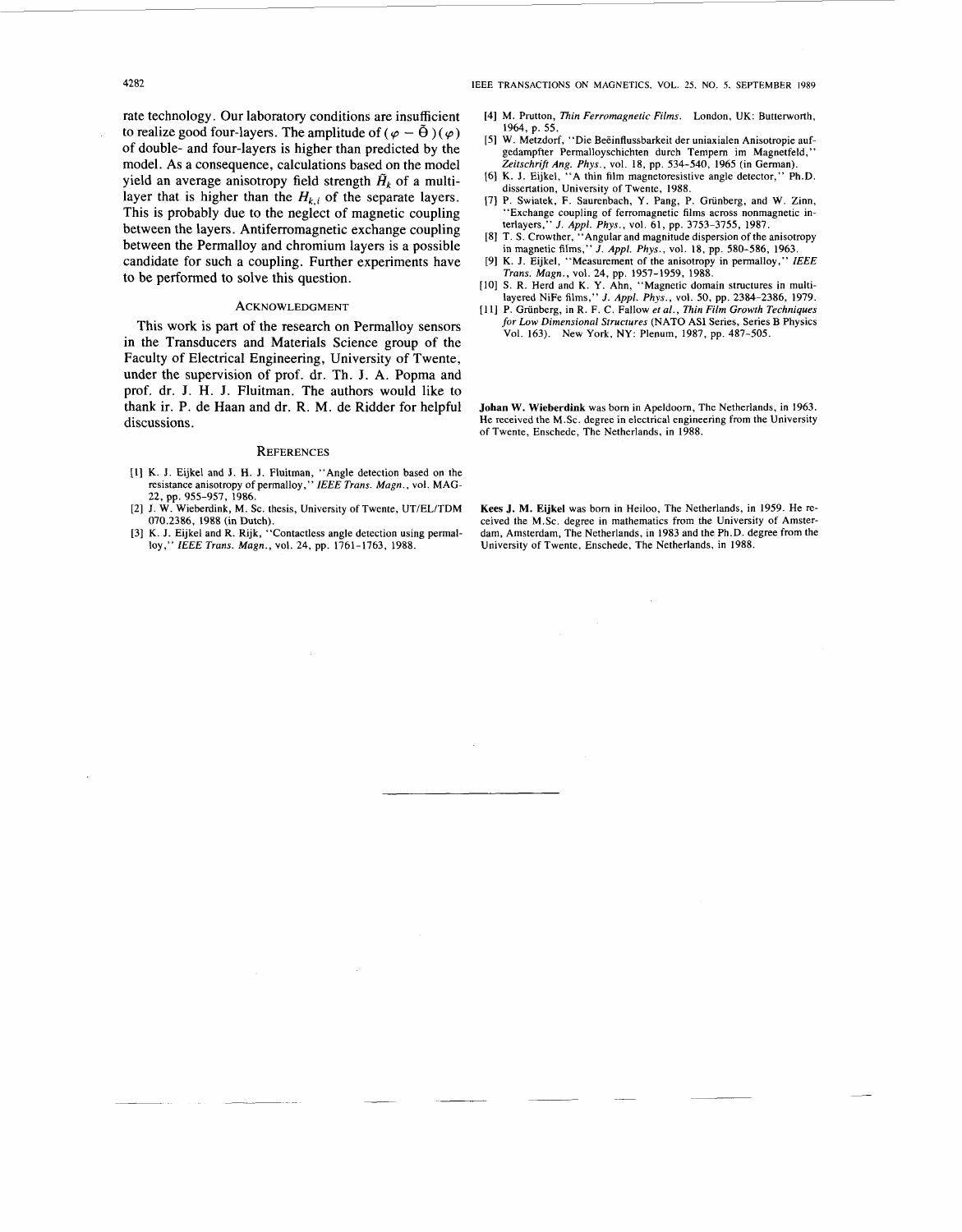rate technology. Our laboratory conditions are insufficient to realize good four-layers. The amplitude of $(\varphi - \tilde{\Theta})(\varphi)$ of double- and four-layers is higher than predicted by the model. As a consequence, calculations based on the model yield an average anisotropy field strength $\tilde{H}_k$ of a multilayer that is higher than the $H_{k,i}$ of the separate layers. This is probably due to the neglect of magnetic coupling between the layers. Antiferromagnetic exchange coupling between the Permalloy and chromium layers is a possible candidate for such a coupling. Further experiments have to be performed to solve this question.

## Acknowledgment

This work is part of the research on Permalloy sensors in the Transducers and Materials Science group of the Faculty of Electrical Engineering, University of Twente, under the supervision of prof. dr. Th. J. A. Popma and prof. dr. J. H. J. Fluitman. The authors would like to thank ir. P. de Haan and dr. R. M. de Ridder for helpful discussions.

## References

[1] K. J. Eijkel and J. H. J. Fluitman, "Angle detection based on the resistance anisotropy of permalloy," *IEEE Trans. Magn.*, vol. MAG-22, pp. 955–957, 1986.

[2] J. W. Wieberdink, M. Sc. thesis, University of Twente, UT/EL/TDM 070.2386, 1988 (in Dutch).

[3] K. J. Eijkel and R. Rijk, "Contactless angle detection using permalloy," *IEEE Trans. Magn.*, vol. 24, pp. 1761–1763, 1988.

[4] M. Prutton, *Thin Ferromagnetic Films*. London, UK: Butterworth, 1964, p. 55.

[5] W. Metzdorf, "Die Beëinflussbarkeit der uniaxialen Anisotropie aufgedampfter Permalloyschichten durch Tempern im Magnetfeld," *Zeitschrift Ang. Phys.*, vol. 18, pp. 534–540, 1965 (in German).

[6] K. J. Eijkel, "A thin film magnetoresistive angle detector," Ph.D. dissertation, University of Twente, 1988.

[7] P. Swiatek, F. Saurenbach, Y. Pang, P. Grünberg, and W. Zinn, "Exchange coupling of ferromagnetic films across nonmagnetic interlayers," *J. Appl. Phys.*, vol. 61, pp. 3753–3755, 1987.

[8] T. S. Crowther, "Angular and magnitude dispersion of the anisotropy in magnetic films," *J. Appl. Phys.*, vol. 18, pp. 580–586, 1963.

[9] K. J. Eijkel, "Measurement of the anisotropy in permalloy," *IEEE Trans. Magn.*, vol. 24, pp. 1957–1959, 1988.

[10] S. R. Herd and K. Y. Ahn, "Magnetic domain structures in multilayered NiFe films," *J. Appl. Phys.*, vol. 50, pp. 2384–2386, 1979.

[11] P. Grünberg, in R. F. C. Fallow *et al.*, *Thin Film Growth Techniques for Low Dimensional Structures* (NATO ASI Series, Series B Physics Vol. 163). New York, NY: Plenum, 1987, pp. 487–505.

**Johan W. Wieberdink** was born in Apeldoorn, The Netherlands, in 1963. He received the M.Sc. degree in electrical engineering from the University of Twente, Enschede, The Netherlands, in 1988.

**Kees J. M. Eijkel** was born in Heiloo, The Netherlands, in 1959. He received the M.Sc. degree in mathematics from the University of Amsterdam, Amsterdam, The Netherlands, in 1983 and the Ph.D. degree from the University of Twente, Enschede, The Netherlands, in 1988.